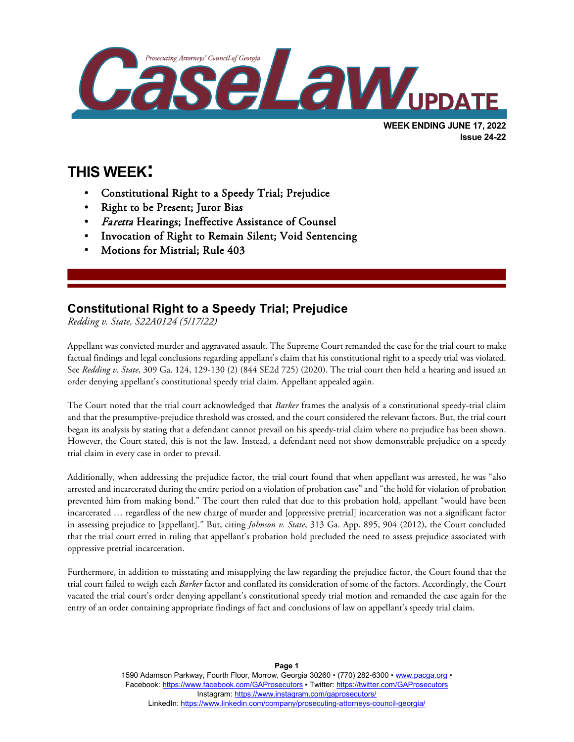Prosecuting Attorneys' Council of Georgia

# CaseLaw UPDATE

**WEEK ENDING JUNE 17, 2022**
**Issue 24-22**

## THIS WEEK:

- Constitutional Right to a Speedy Trial; Prejudice
- Right to be Present; Juror Bias
- *Faretta* Hearings; Ineffective Assistance of Counsel
- Invocation of Right to Remain Silent; Void Sentencing
- Motions for Mistrial; Rule 403

## Constitutional Right to a Speedy Trial; Prejudice

*Redding v. State, S22A0124 (5/17/22)*

Appellant was convicted murder and aggravated assault. The Supreme Court remanded the case for the trial court to make factual findings and legal conclusions regarding appellant's claim that his constitutional right to a speedy trial was violated. See *Redding v. State*, 309 Ga. 124, 129-130 (2) (844 SE2d 725) (2020). The trial court then held a hearing and issued an order denying appellant's constitutional speedy trial claim. Appellant appealed again.

The Court noted that the trial court acknowledged that *Barker* frames the analysis of a constitutional speedy-trial claim and that the presumptive-prejudice threshold was crossed, and the court considered the relevant factors. But, the trial court began its analysis by stating that a defendant cannot prevail on his speedy-trial claim where no prejudice has been shown. However, the Court stated, this is not the law. Instead, a defendant need not show demonstrable prejudice on a speedy trial claim in every case in order to prevail.

Additionally, when addressing the prejudice factor, the trial court found that when appellant was arrested, he was "also arrested and incarcerated during the entire period on a violation of probation case" and "the hold for violation of probation prevented him from making bond." The court then ruled that due to this probation hold, appellant "would have been incarcerated … regardless of the new charge of murder and [oppressive pretrial] incarceration was not a significant factor in assessing prejudice to [appellant]." But, citing *Johnson v. State*, 313 Ga. App. 895, 904 (2012), the Court concluded that the trial court erred in ruling that appellant's probation hold precluded the need to assess prejudice associated with oppressive pretrial incarceration.

Furthermore, in addition to misstating and misapplying the law regarding the prejudice factor, the Court found that the trial court failed to weigh each *Barker* factor and conflated its consideration of some of the factors. Accordingly, the Court vacated the trial court's order denying appellant's constitutional speedy trial motion and remanded the case again for the entry of an order containing appropriate findings of fact and conclusions of law on appellant's speedy trial claim.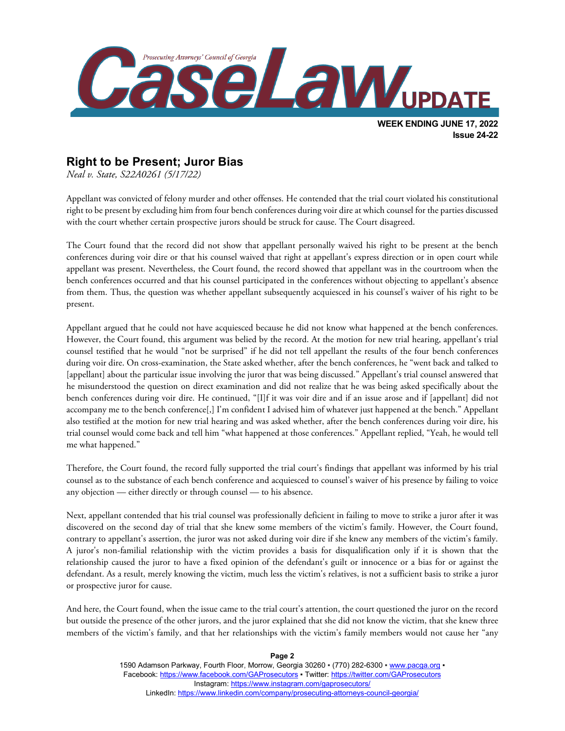## Right to be Present; Juror Bias

*Neal v. State, S22A0261 (5/17/22)*

Appellant was convicted of felony murder and other offenses. He contended that the trial court violated his constitutional right to be present by excluding him from four bench conferences during voir dire at which counsel for the parties discussed with the court whether certain prospective jurors should be struck for cause. The Court disagreed.

The Court found that the record did not show that appellant personally waived his right to be present at the bench conferences during voir dire or that his counsel waived that right at appellant's express direction or in open court while appellant was present. Nevertheless, the Court found, the record showed that appellant was in the courtroom when the bench conferences occurred and that his counsel participated in the conferences without objecting to appellant's absence from them. Thus, the question was whether appellant subsequently acquiesced in his counsel's waiver of his right to be present.

Appellant argued that he could not have acquiesced because he did not know what happened at the bench conferences. However, the Court found, this argument was belied by the record. At the motion for new trial hearing, appellant's trial counsel testified that he would "not be surprised" if he did not tell appellant the results of the four bench conferences during voir dire. On cross-examination, the State asked whether, after the bench conferences, he "went back and talked to [appellant] about the particular issue involving the juror that was being discussed." Appellant's trial counsel answered that he misunderstood the question on direct examination and did not realize that he was being asked specifically about the bench conferences during voir dire. He continued, "[I]f it was voir dire and if an issue arose and if [appellant] did not accompany me to the bench conference[,] I'm confident I advised him of whatever just happened at the bench." Appellant also testified at the motion for new trial hearing and was asked whether, after the bench conferences during voir dire, his trial counsel would come back and tell him "what happened at those conferences." Appellant replied, "Yeah, he would tell me what happened."

Therefore, the Court found, the record fully supported the trial court's findings that appellant was informed by his trial counsel as to the substance of each bench conference and acquiesced to counsel's waiver of his presence by failing to voice any objection — either directly or through counsel — to his absence.

Next, appellant contended that his trial counsel was professionally deficient in failing to move to strike a juror after it was discovered on the second day of trial that she knew some members of the victim's family. However, the Court found, contrary to appellant's assertion, the juror was not asked during voir dire if she knew any members of the victim's family. A juror's non-familial relationship with the victim provides a basis for disqualification only if it is shown that the relationship caused the juror to have a fixed opinion of the defendant's guilt or innocence or a bias for or against the defendant. As a result, merely knowing the victim, much less the victim's relatives, is not a sufficient basis to strike a juror or prospective juror for cause.

And here, the Court found, when the issue came to the trial court's attention, the court questioned the juror on the record but outside the presence of the other jurors, and the juror explained that she did not know the victim, that she knew three members of the victim's family, and that her relationships with the victim's family members would not cause her "any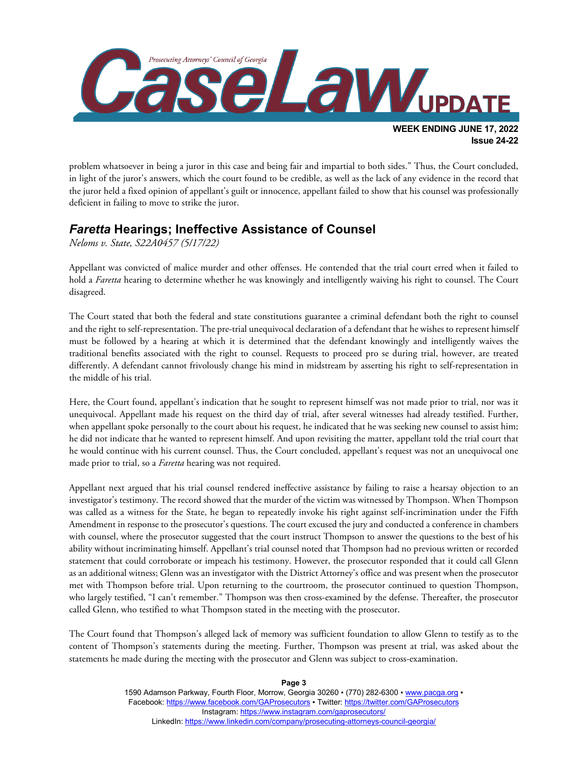problem whatsoever in being a juror in this case and being fair and impartial to both sides." Thus, the Court concluded, in light of the juror's answers, which the court found to be credible, as well as the lack of any evidence in the record that the juror held a fixed opinion of appellant's guilt or innocence, appellant failed to show that his counsel was professionally deficient in failing to move to strike the juror.

## *Faretta* Hearings; Ineffective Assistance of Counsel

*Neloms v. State, S22A0457 (5/17/22)*

Appellant was convicted of malice murder and other offenses. He contended that the trial court erred when it failed to hold a *Faretta* hearing to determine whether he was knowingly and intelligently waiving his right to counsel. The Court disagreed.

The Court stated that both the federal and state constitutions guarantee a criminal defendant both the right to counsel and the right to self-representation. The pre-trial unequivocal declaration of a defendant that he wishes to represent himself must be followed by a hearing at which it is determined that the defendant knowingly and intelligently waives the traditional benefits associated with the right to counsel. Requests to proceed pro se during trial, however, are treated differently. A defendant cannot frivolously change his mind in midstream by asserting his right to self-representation in the middle of his trial.

Here, the Court found, appellant's indication that he sought to represent himself was not made prior to trial, nor was it unequivocal. Appellant made his request on the third day of trial, after several witnesses had already testified. Further, when appellant spoke personally to the court about his request, he indicated that he was seeking new counsel to assist him; he did not indicate that he wanted to represent himself. And upon revisiting the matter, appellant told the trial court that he would continue with his current counsel. Thus, the Court concluded, appellant's request was not an unequivocal one made prior to trial, so a *Faretta* hearing was not required.

Appellant next argued that his trial counsel rendered ineffective assistance by failing to raise a hearsay objection to an investigator's testimony. The record showed that the murder of the victim was witnessed by Thompson. When Thompson was called as a witness for the State, he began to repeatedly invoke his right against self-incrimination under the Fifth Amendment in response to the prosecutor's questions. The court excused the jury and conducted a conference in chambers with counsel, where the prosecutor suggested that the court instruct Thompson to answer the questions to the best of his ability without incriminating himself. Appellant's trial counsel noted that Thompson had no previous written or recorded statement that could corroborate or impeach his testimony. However, the prosecutor responded that it could call Glenn as an additional witness; Glenn was an investigator with the District Attorney's office and was present when the prosecutor met with Thompson before trial. Upon returning to the courtroom, the prosecutor continued to question Thompson, who largely testified, "I can't remember." Thompson was then cross-examined by the defense. Thereafter, the prosecutor called Glenn, who testified to what Thompson stated in the meeting with the prosecutor.

The Court found that Thompson's alleged lack of memory was sufficient foundation to allow Glenn to testify as to the content of Thompson's statements during the meeting. Further, Thompson was present at trial, was asked about the statements he made during the meeting with the prosecutor and Glenn was subject to cross-examination.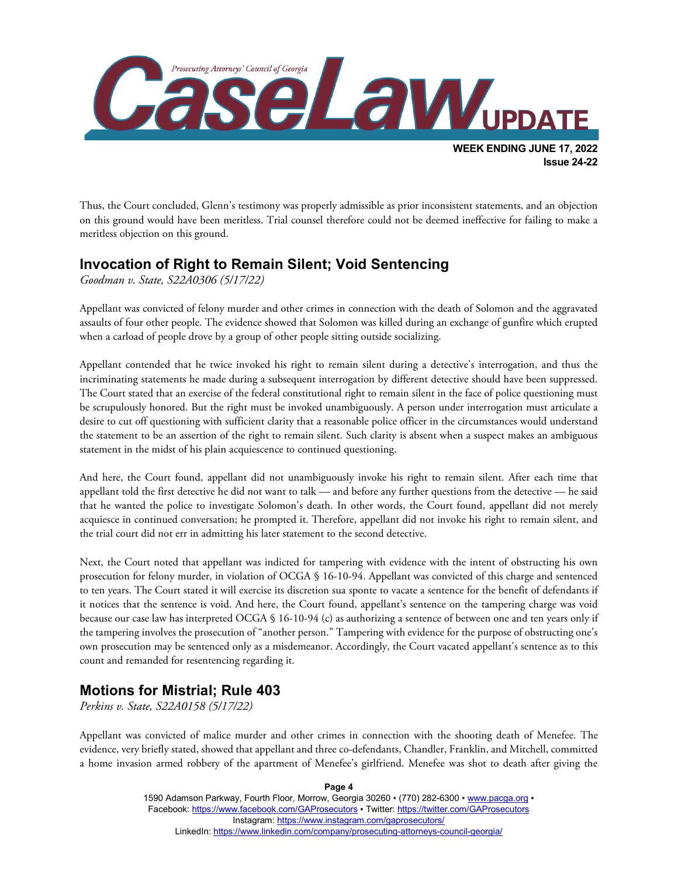Thus, the Court concluded, Glenn's testimony was properly admissible as prior inconsistent statements, and an objection on this ground would have been meritless. Trial counsel therefore could not be deemed ineffective for failing to make a meritless objection on this ground.

## Invocation of Right to Remain Silent; Void Sentencing

*Goodman v. State, S22A0306 (5/17/22)*

Appellant was convicted of felony murder and other crimes in connection with the death of Solomon and the aggravated assaults of four other people. The evidence showed that Solomon was killed during an exchange of gunfire which erupted when a carload of people drove by a group of other people sitting outside socializing.

Appellant contended that he twice invoked his right to remain silent during a detective's interrogation, and thus the incriminating statements he made during a subsequent interrogation by different detective should have been suppressed. The Court stated that an exercise of the federal constitutional right to remain silent in the face of police questioning must be scrupulously honored. But the right must be invoked unambiguously. A person under interrogation must articulate a desire to cut off questioning with sufficient clarity that a reasonable police officer in the circumstances would understand the statement to be an assertion of the right to remain silent. Such clarity is absent when a suspect makes an ambiguous statement in the midst of his plain acquiescence to continued questioning.

And here, the Court found, appellant did not unambiguously invoke his right to remain silent. After each time that appellant told the first detective he did not want to talk — and before any further questions from the detective — he said that he wanted the police to investigate Solomon's death. In other words, the Court found, appellant did not merely acquiesce in continued conversation; he prompted it. Therefore, appellant did not invoke his right to remain silent, and the trial court did not err in admitting his later statement to the second detective.

Next, the Court noted that appellant was indicted for tampering with evidence with the intent of obstructing his own prosecution for felony murder, in violation of OCGA § 16-10-94. Appellant was convicted of this charge and sentenced to ten years. The Court stated it will exercise its discretion sua sponte to vacate a sentence for the benefit of defendants if it notices that the sentence is void. And here, the Court found, appellant's sentence on the tampering charge was void because our case law has interpreted OCGA § 16-10-94 (c) as authorizing a sentence of between one and ten years only if the tampering involves the prosecution of "another person." Tampering with evidence for the purpose of obstructing one's own prosecution may be sentenced only as a misdemeanor. Accordingly, the Court vacated appellant's sentence as to this count and remanded for resentencing regarding it.

## Motions for Mistrial; Rule 403

*Perkins v. State, S22A0158 (5/17/22)*

Appellant was convicted of malice murder and other crimes in connection with the shooting death of Menefee. The evidence, very briefly stated, showed that appellant and three co-defendants, Chandler, Franklin, and Mitchell, committed a home invasion armed robbery of the apartment of Menefee's girlfriend. Menefee was shot to death after giving the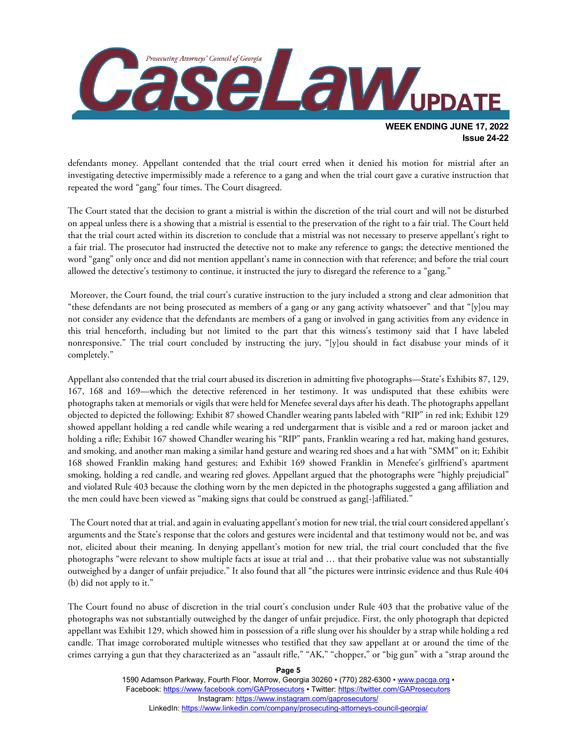defendants money. Appellant contended that the trial court erred when it denied his motion for mistrial after an investigating detective impermissibly made a reference to a gang and when the trial court gave a curative instruction that repeated the word "gang" four times. The Court disagreed.

The Court stated that the decision to grant a mistrial is within the discretion of the trial court and will not be disturbed on appeal unless there is a showing that a mistrial is essential to the preservation of the right to a fair trial. The Court held that the trial court acted within its discretion to conclude that a mistrial was not necessary to preserve appellant's right to a fair trial. The prosecutor had instructed the detective not to make any reference to gangs; the detective mentioned the word "gang" only once and did not mention appellant's name in connection with that reference; and before the trial court allowed the detective's testimony to continue, it instructed the jury to disregard the reference to a "gang."

Moreover, the Court found, the trial court's curative instruction to the jury included a strong and clear admonition that "these defendants are not being prosecuted as members of a gang or any gang activity whatsoever" and that "[y]ou may not consider any evidence that the defendants are members of a gang or involved in gang activities from any evidence in this trial henceforth, including but not limited to the part that this witness's testimony said that I have labeled nonresponsive." The trial court concluded by instructing the jury, "[y]ou should in fact disabuse your minds of it completely."

Appellant also contended that the trial court abused its discretion in admitting five photographs—State's Exhibits 87, 129, 167, 168 and 169—which the detective referenced in her testimony. It was undisputed that these exhibits were photographs taken at memorials or vigils that were held for Menefee several days after his death. The photographs appellant objected to depicted the following: Exhibit 87 showed Chandler wearing pants labeled with "RIP" in red ink; Exhibit 129 showed appellant holding a red candle while wearing a red undergarment that is visible and a red or maroon jacket and holding a rifle; Exhibit 167 showed Chandler wearing his "RIP" pants, Franklin wearing a red hat, making hand gestures, and smoking, and another man making a similar hand gesture and wearing red shoes and a hat with "SMM" on it; Exhibit 168 showed Franklin making hand gestures; and Exhibit 169 showed Franklin in Menefee's girlfriend's apartment smoking, holding a red candle, and wearing red gloves. Appellant argued that the photographs were "highly prejudicial" and violated Rule 403 because the clothing worn by the men depicted in the photographs suggested a gang affiliation and the men could have been viewed as "making signs that could be construed as gang[-]affiliated."

The Court noted that at trial, and again in evaluating appellant's motion for new trial, the trial court considered appellant's arguments and the State's response that the colors and gestures were incidental and that testimony would not be, and was not, elicited about their meaning. In denying appellant's motion for new trial, the trial court concluded that the five photographs "were relevant to show multiple facts at issue at trial and … that their probative value was not substantially outweighed by a danger of unfair prejudice." It also found that all "the pictures were intrinsic evidence and thus Rule 404 (b) did not apply to it."

The Court found no abuse of discretion in the trial court's conclusion under Rule 403 that the probative value of the photographs was not substantially outweighed by the danger of unfair prejudice. First, the only photograph that depicted appellant was Exhibit 129, which showed him in possession of a rifle slung over his shoulder by a strap while holding a red candle. That image corroborated multiple witnesses who testified that they saw appellant at or around the time of the crimes carrying a gun that they characterized as an "assault rifle," "AK," "chopper," or "big gun" with a "strap around the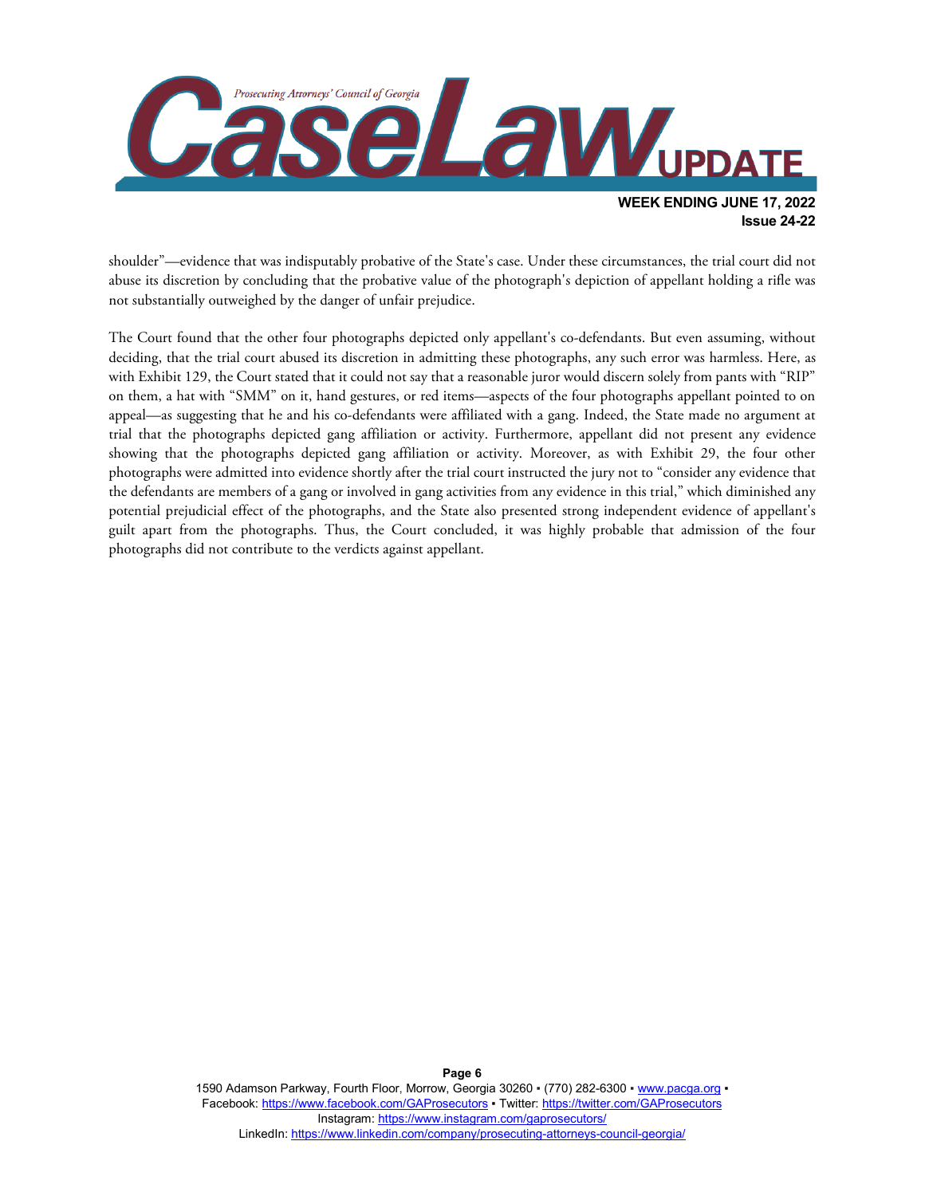shoulder"—evidence that was indisputably probative of the State's case. Under these circumstances, the trial court did not abuse its discretion by concluding that the probative value of the photograph's depiction of appellant holding a rifle was not substantially outweighed by the danger of unfair prejudice.

The Court found that the other four photographs depicted only appellant's co-defendants. But even assuming, without deciding, that the trial court abused its discretion in admitting these photographs, any such error was harmless. Here, as with Exhibit 129, the Court stated that it could not say that a reasonable juror would discern solely from pants with "RIP" on them, a hat with "SMM" on it, hand gestures, or red items—aspects of the four photographs appellant pointed to on appeal—as suggesting that he and his co-defendants were affiliated with a gang. Indeed, the State made no argument at trial that the photographs depicted gang affiliation or activity. Furthermore, appellant did not present any evidence showing that the photographs depicted gang affiliation or activity. Moreover, as with Exhibit 29, the four other photographs were admitted into evidence shortly after the trial court instructed the jury not to "consider any evidence that the defendants are members of a gang or involved in gang activities from any evidence in this trial," which diminished any potential prejudicial effect of the photographs, and the State also presented strong independent evidence of appellant's guilt apart from the photographs. Thus, the Court concluded, it was highly probable that admission of the four photographs did not contribute to the verdicts against appellant.